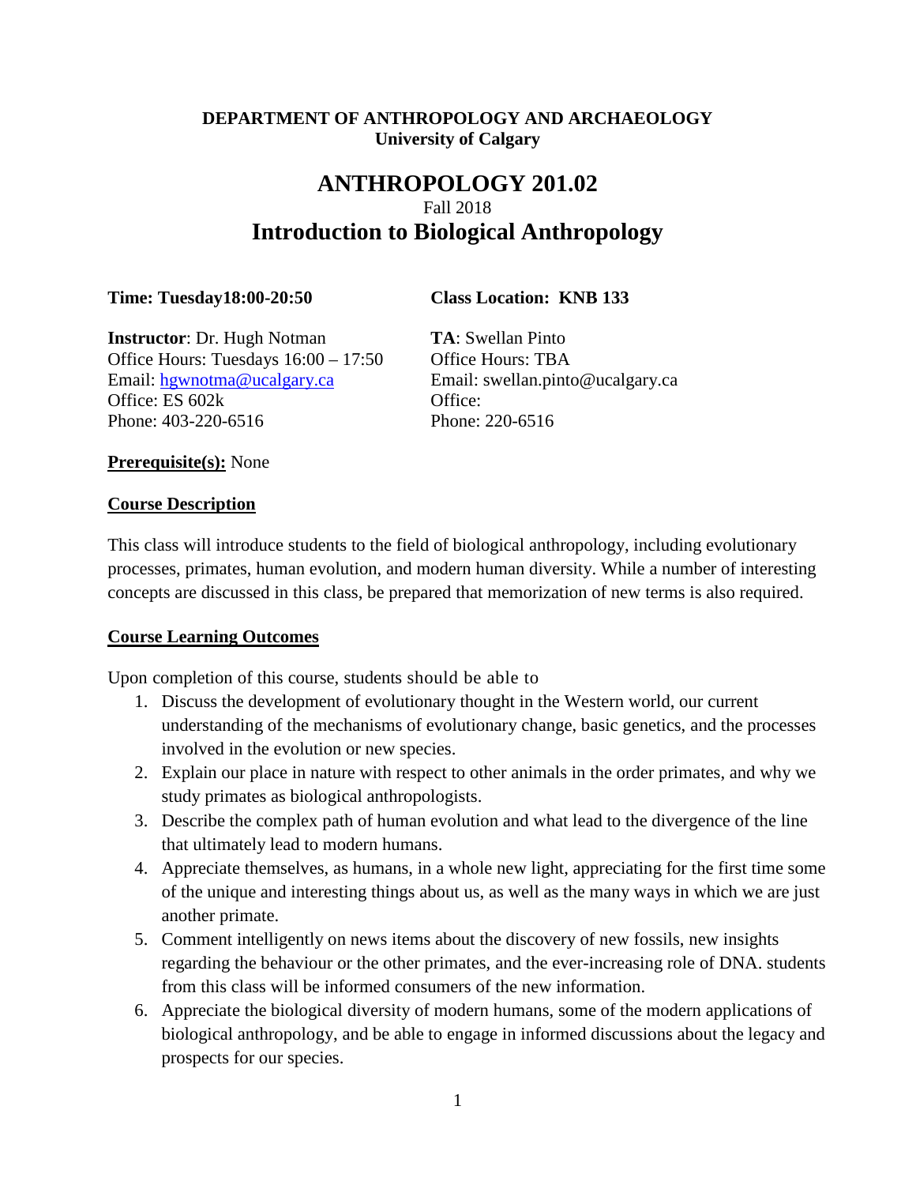**DEPARTMENT OF ANTHROPOLOGY AND ARCHAEOLOGY**
**University of Calgary**

# ANTHROPOLOGY 201.02

Fall 2018

# Introduction to Biological Anthropology

**Time: Tuesday18:00-20:50**

**Class Location: KNB 133**

**Instructor**: Dr. Hugh Notman
Office Hours: Tuesdays 16:00 – 17:50
Email: hgwnotma@ucalgary.ca
Office: ES 602k
Phone: 403-220-6516

**TA**: Swellan Pinto
Office Hours: TBA
Email: swellan.pinto@ucalgary.ca
Office:
Phone: 220-6516

**Prerequisite(s):** None

## Course Description

This class will introduce students to the field of biological anthropology, including evolutionary processes, primates, human evolution, and modern human diversity. While a number of interesting concepts are discussed in this class, be prepared that memorization of new terms is also required.

## Course Learning Outcomes

Upon completion of this course, students should be able to

1. Discuss the development of evolutionary thought in the Western world, our current understanding of the mechanisms of evolutionary change, basic genetics, and the processes involved in the evolution or new species.
2. Explain our place in nature with respect to other animals in the order primates, and why we study primates as biological anthropologists.
3. Describe the complex path of human evolution and what lead to the divergence of the line that ultimately lead to modern humans.
4. Appreciate themselves, as humans, in a whole new light, appreciating for the first time some of the unique and interesting things about us, as well as the many ways in which we are just another primate.
5. Comment intelligently on news items about the discovery of new fossils, new insights regarding the behaviour or the other primates, and the ever-increasing role of DNA. students from this class will be informed consumers of the new information.
6. Appreciate the biological diversity of modern humans, some of the modern applications of biological anthropology, and be able to engage in informed discussions about the legacy and prospects for our species.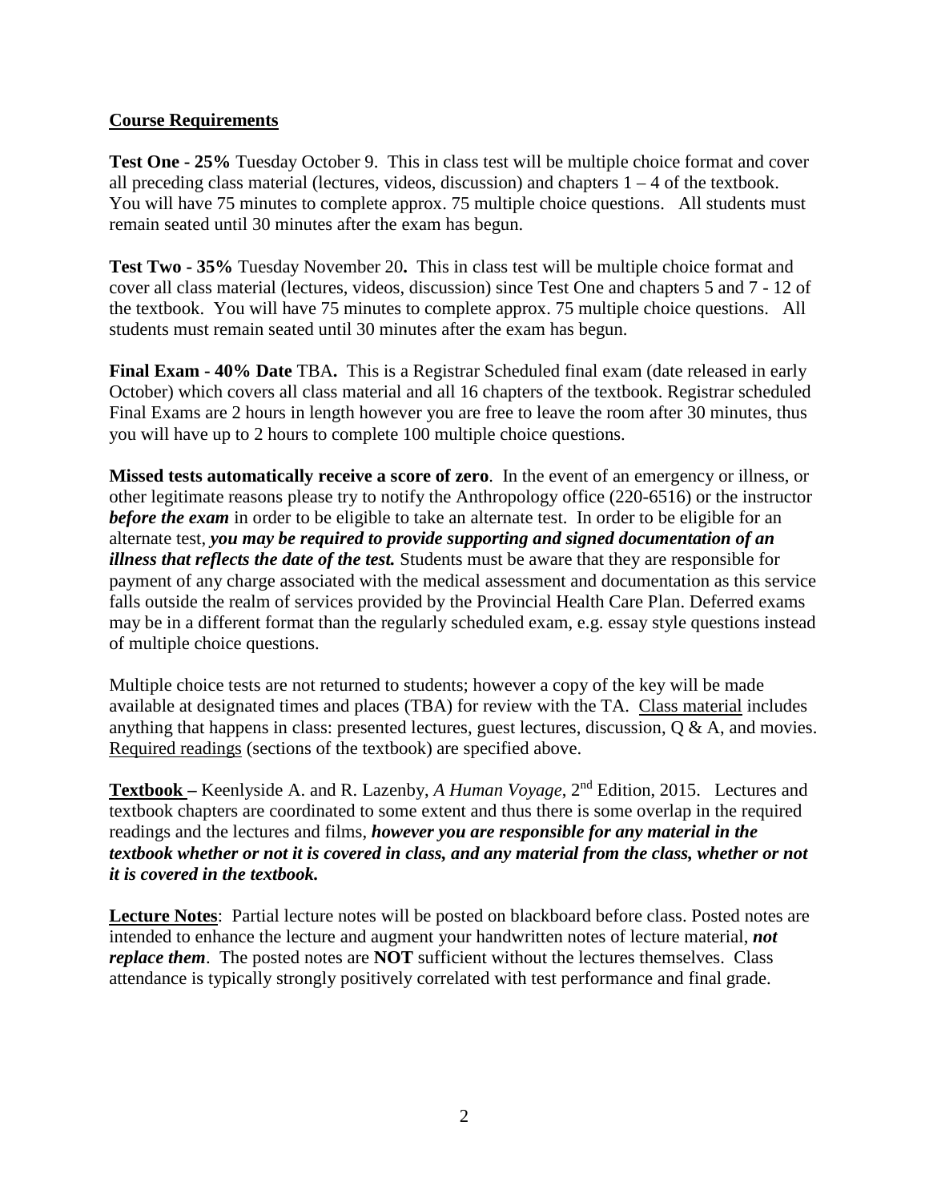## Course Requirements

**Test One - 25%** Tuesday October 9. This in class test will be multiple choice format and cover all preceding class material (lectures, videos, discussion) and chapters 1 – 4 of the textbook. You will have 75 minutes to complete approx. 75 multiple choice questions. All students must remain seated until 30 minutes after the exam has begun.

**Test Two - 35%** Tuesday November 20**.** This in class test will be multiple choice format and cover all class material (lectures, videos, discussion) since Test One and chapters 5 and 7 - 12 of the textbook. You will have 75 minutes to complete approx. 75 multiple choice questions. All students must remain seated until 30 minutes after the exam has begun.

**Final Exam - 40% Date** TBA**.** This is a Registrar Scheduled final exam (date released in early October) which covers all class material and all 16 chapters of the textbook. Registrar scheduled Final Exams are 2 hours in length however you are free to leave the room after 30 minutes, thus you will have up to 2 hours to complete 100 multiple choice questions.

**Missed tests automatically receive a score of zero**. In the event of an emergency or illness, or other legitimate reasons please try to notify the Anthropology office (220-6516) or the instructor ***before the exam*** in order to be eligible to take an alternate test. In order to be eligible for an alternate test, ***you may be required to provide supporting and signed documentation of an illness that reflects the date of the test.*** Students must be aware that they are responsible for payment of any charge associated with the medical assessment and documentation as this service falls outside the realm of services provided by the Provincial Health Care Plan. Deferred exams may be in a different format than the regularly scheduled exam, e.g. essay style questions instead of multiple choice questions.

Multiple choice tests are not returned to students; however a copy of the key will be made available at designated times and places (TBA) for review with the TA. Class material includes anything that happens in class: presented lectures, guest lectures, discussion, Q & A, and movies. Required readings (sections of the textbook) are specified above.

**Textbook –** Keenlyside A. and R. Lazenby, *A Human Voyage*, 2nd Edition, 2015. Lectures and textbook chapters are coordinated to some extent and thus there is some overlap in the required readings and the lectures and films, ***however you are responsible for any material in the textbook whether or not it is covered in class, and any material from the class, whether or not it is covered in the textbook.***

**Lecture Notes**: Partial lecture notes will be posted on blackboard before class. Posted notes are intended to enhance the lecture and augment your handwritten notes of lecture material, ***not replace them***. The posted notes are **NOT** sufficient without the lectures themselves. Class attendance is typically strongly positively correlated with test performance and final grade.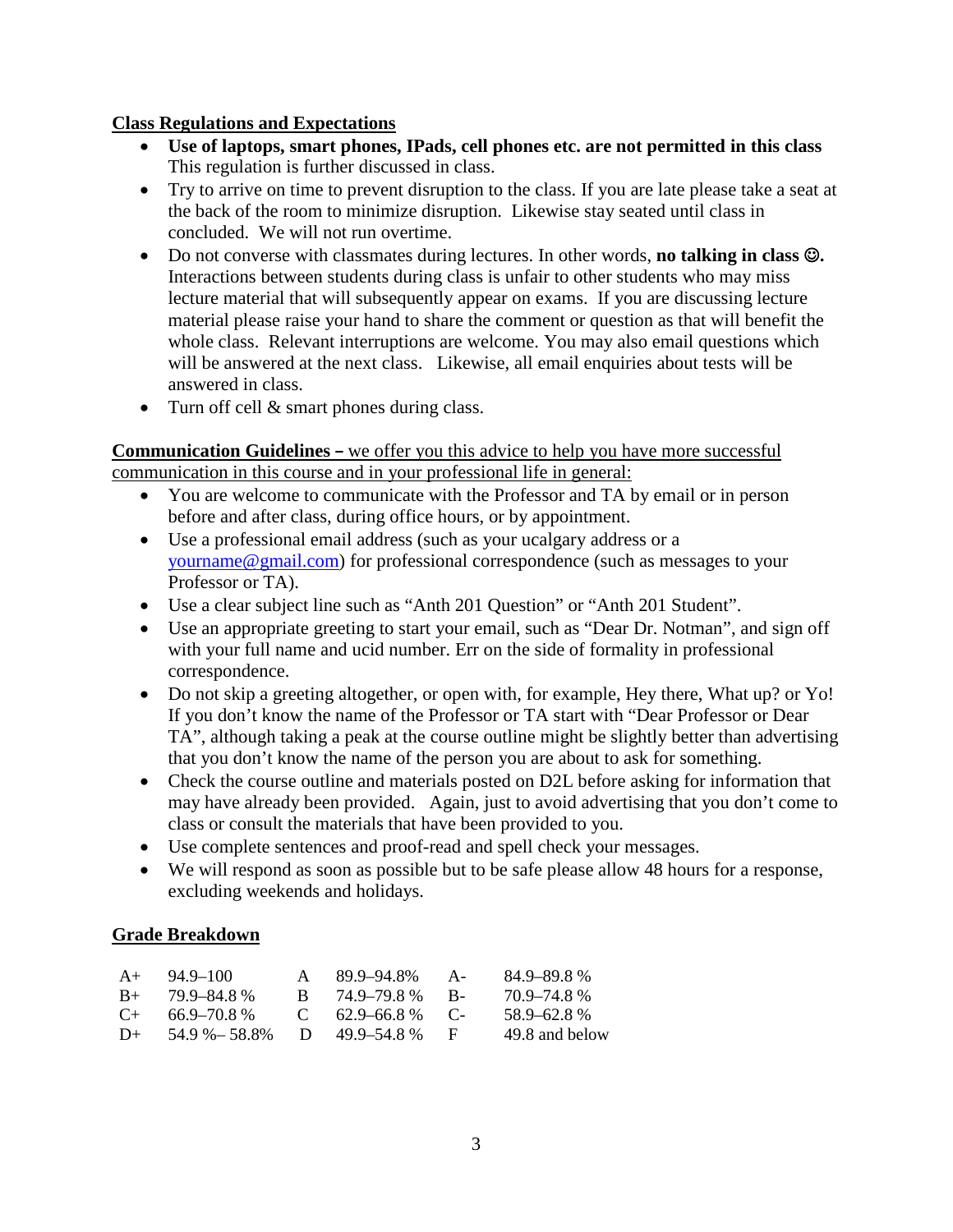## Class Regulations and Expectations

- **Use of laptops, smart phones, IPads, cell phones etc. are not permitted in this class** This regulation is further discussed in class.
- Try to arrive on time to prevent disruption to the class. If you are late please take a seat at the back of the room to minimize disruption. Likewise stay seated until class in concluded. We will not run overtime.
- Do not converse with classmates during lectures. In other words, **no talking in class ☺.** Interactions between students during class is unfair to other students who may miss lecture material that will subsequently appear on exams. If you are discussing lecture material please raise your hand to share the comment or question as that will benefit the whole class. Relevant interruptions are welcome. You may also email questions which will be answered at the next class. Likewise, all email enquiries about tests will be answered in class.
- Turn off cell & smart phones during class.

**Communication Guidelines –** we offer you this advice to help you have more successful communication in this course and in your professional life in general:

- You are welcome to communicate with the Professor and TA by email or in person before and after class, during office hours, or by appointment.
- Use a professional email address (such as your ucalgary address or a yourname@gmail.com) for professional correspondence (such as messages to your Professor or TA).
- Use a clear subject line such as "Anth 201 Question" or "Anth 201 Student".
- Use an appropriate greeting to start your email, such as "Dear Dr. Notman", and sign off with your full name and ucid number. Err on the side of formality in professional correspondence.
- Do not skip a greeting altogether, or open with, for example, Hey there, What up? or Yo! If you don't know the name of the Professor or TA start with "Dear Professor or Dear TA", although taking a peak at the course outline might be slightly better than advertising that you don't know the name of the person you are about to ask for something.
- Check the course outline and materials posted on D2L before asking for information that may have already been provided. Again, just to avoid advertising that you don't come to class or consult the materials that have been provided to you.
- Use complete sentences and proof-read and spell check your messages.
- We will respond as soon as possible but to safe please allow 48 hours for a response, excluding weekends and holidays.

## Grade Breakdown

| | | | | | |
|---|---|---|---|---|---|
| A+ | 94.9–100 | A | 89.9–94.8% | A- | 84.9–89.8 % |
| B+ | 79.9–84.8 % | B | 74.9–79.8 % | B- | 70.9–74.8 % |
| C+ | 66.9–70.8 % | C | 62.9–66.8 % | C- | 58.9–62.8 % |
| D+ | 54.9 %– 58.8% | D | 49.9–54.8 % | F | 49.8 and below |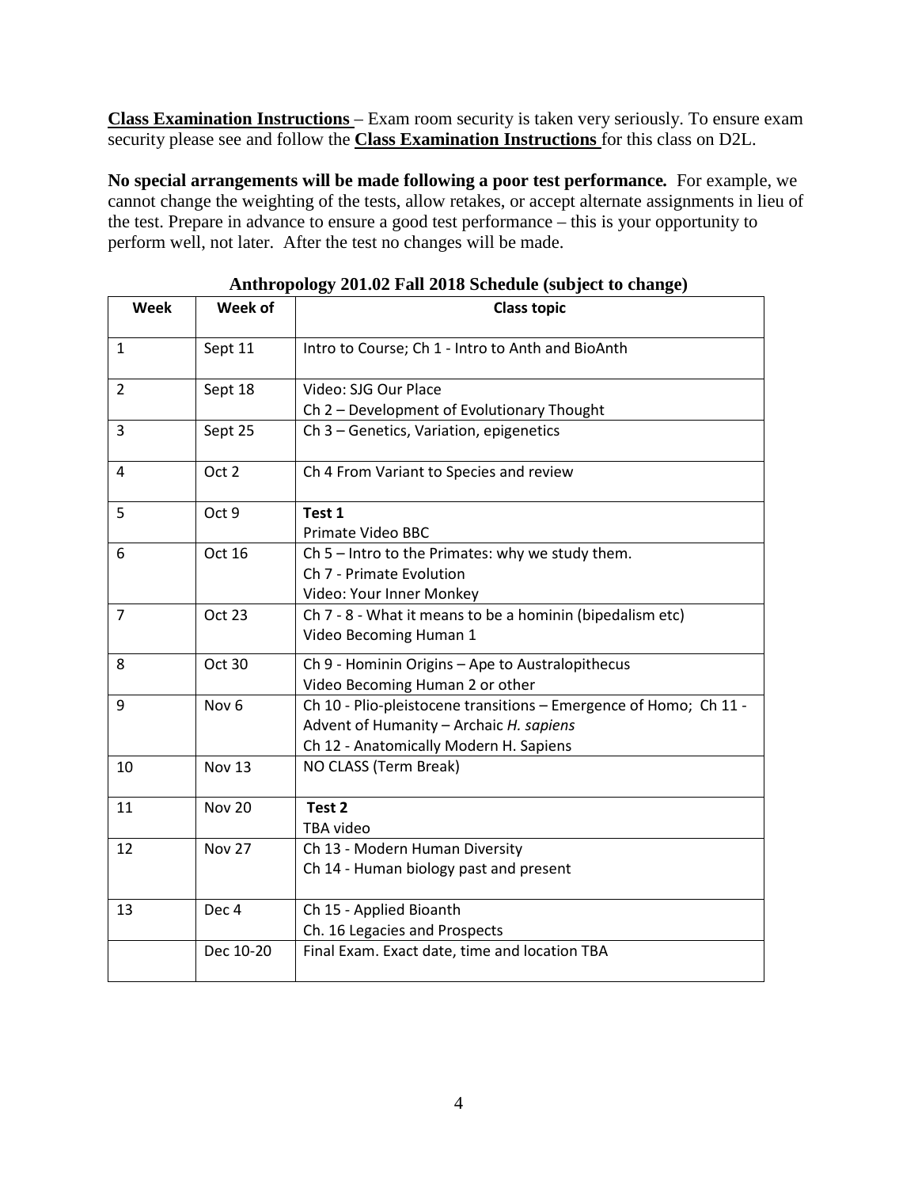**Class Examination Instructions** – Exam room security is taken very seriously. To ensure exam security please see and follow the **Class Examination Instructions** for this class on D2L.

**No special arrangements will be made following a poor test performance.** For example, we cannot change the weighting of the tests, allow retakes, or accept alternate assignments in lieu of the test. Prepare in advance to ensure a good test performance – this is your opportunity to perform well, not later. After the test no changes will be made.

**Anthropology 201.02 Fall 2018 Schedule (subject to change)**

| Week | Week of | Class topic |
|---|---|---|
| 1 | Sept 11 | Intro to Course; Ch 1 - Intro to Anth and BioAnth |
| 2 | Sept 18 | Video: SJG Our Place<br>Ch 2 – Development of Evolutionary Thought |
| 3 | Sept 25 | Ch 3 – Genetics, Variation, epigenetics |
| 4 | Oct 2 | Ch 4 From Variant to Species and review |
| 5 | Oct 9 | **Test 1**<br>Primate Video BBC |
| 6 | Oct 16 | Ch 5 – Intro to the Primates: why we study them.<br>Ch 7 - Primate Evolution<br>Video: Your Inner Monkey |
| 7 | Oct 23 | Ch 7 - 8 - What it means to be a hominin (bipedalism etc)<br>Video Becoming Human 1 |
| 8 | Oct 30 | Ch 9 - Hominin Origins – Ape to Australopithecus<br>Video Becoming Human 2 or other |
| 9 | Nov 6 | Ch 10 - Plio-pleistocene transitions – Emergence of Homo; Ch 11 - Advent of Humanity – Archaic *H. sapiens*<br>Ch 12 - Anatomically Modern H. Sapiens |
| 10 | Nov 13 | NO CLASS (Term Break) |
| 11 | Nov 20 | **Test 2**<br>TBA video |
| 12 | Nov 27 | Ch 13 - Modern Human Diversity<br>Ch 14 - Human biology past and present |
| 13 | Dec 4 | Ch 15 - Applied Bioanth<br>Ch. 16 Legacies and Prospects |
| | Dec 10-20 | Final Exam. Exact date, time and location TBA |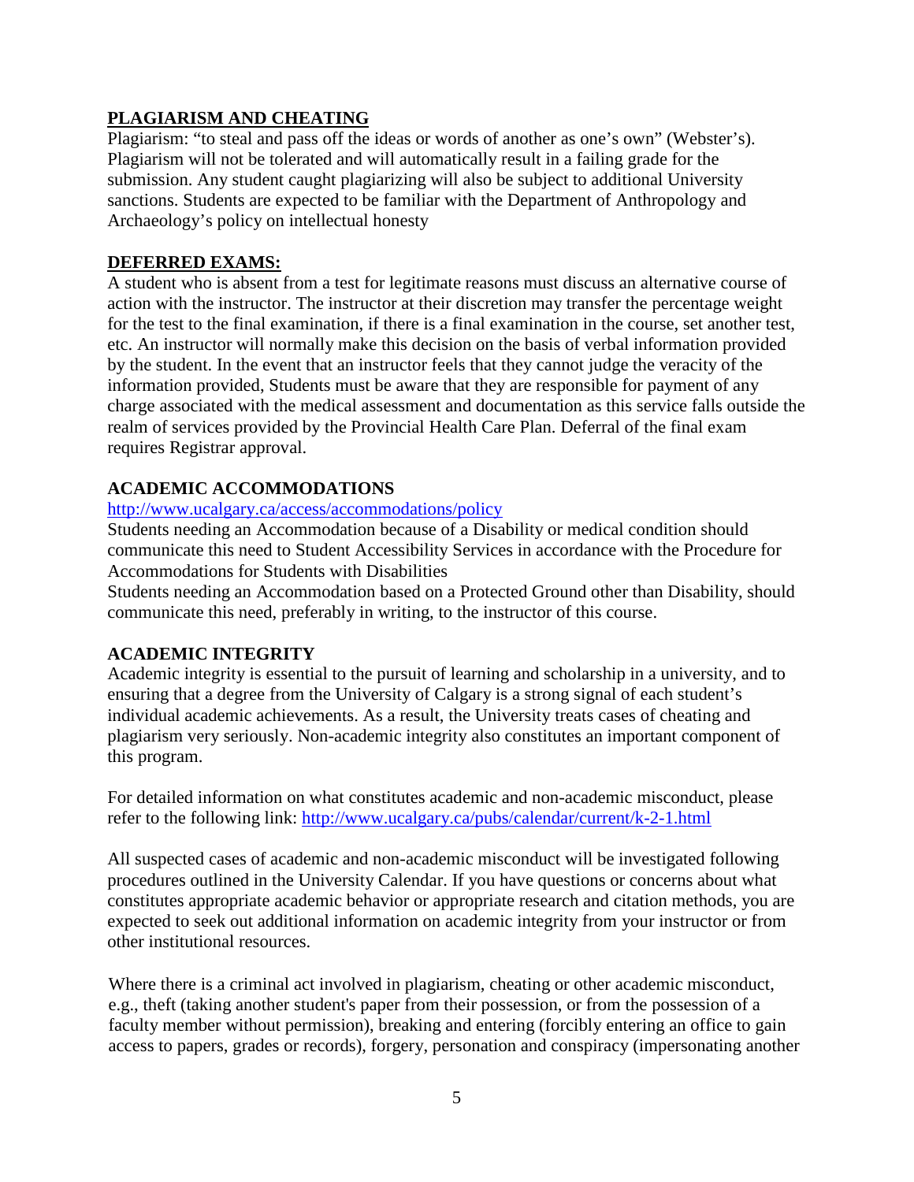## PLAGIARISM AND CHEATING

Plagiarism: "to steal and pass off the ideas or words of another as one's own" (Webster's). Plagiarism will not be tolerated and will automatically result in a failing grade for the submission. Any student caught plagiarizing will also be subject to additional University sanctions. Students are expected to be familiar with the Department of Anthropology and Archaeology's policy on intellectual honesty

## DEFERRED EXAMS:

A student who is absent from a test for legitimate reasons must discuss an alternative course of action with the instructor. The instructor at their discretion may transfer the percentage weight for the test to the final examination, if there is a final examination in the course, set another test, etc. An instructor will normally make this decision on the basis of verbal information provided by the student. In the event that an instructor feels that they cannot judge the veracity of the information provided, Students must be aware that they are responsible for payment of any charge associated with the medical assessment and documentation as this service falls outside the realm of services provided by the Provincial Health Care Plan. Deferral of the final exam requires Registrar approval.

## ACADEMIC ACCOMMODATIONS

http://www.ucalgary.ca/access/accommodations/policy

Students needing an Accommodation because of a Disability or medical condition should communicate this need to Student Accessibility Services in accordance with the Procedure for Accommodations for Students with Disabilities

Students needing an Accommodation based on a Protected Ground other than Disability, should communicate this need, preferably in writing, to the instructor of this course.

## ACADEMIC INTEGRITY

Academic integrity is essential to the pursuit of learning and scholarship in a university, and to ensuring that a degree from the University of Calgary is a strong signal of each student's individual academic achievements. As a result, the University treats cases of cheating and plagiarism very seriously. Non-academic integrity also constitutes an important component of this program.

For detailed information on what constitutes academic and non-academic misconduct, please refer to the following link: http://www.ucalgary.ca/pubs/calendar/current/k-2-1.html

All suspected cases of academic and non-academic misconduct will be investigated following procedures outlined in the University Calendar. If you have questions or concerns about what constitutes appropriate academic behavior or appropriate research and citation methods, you are expected to seek out additional information on academic integrity from your instructor or from other institutional resources.

Where there is a criminal act involved in plagiarism, cheating or other academic misconduct, e.g., theft (taking another student's paper from their possession, or from the possession of a faculty member without permission), breaking and entering (forcibly entering an office to gain access to papers, grades or records), forgery, personation and conspiracy (impersonating another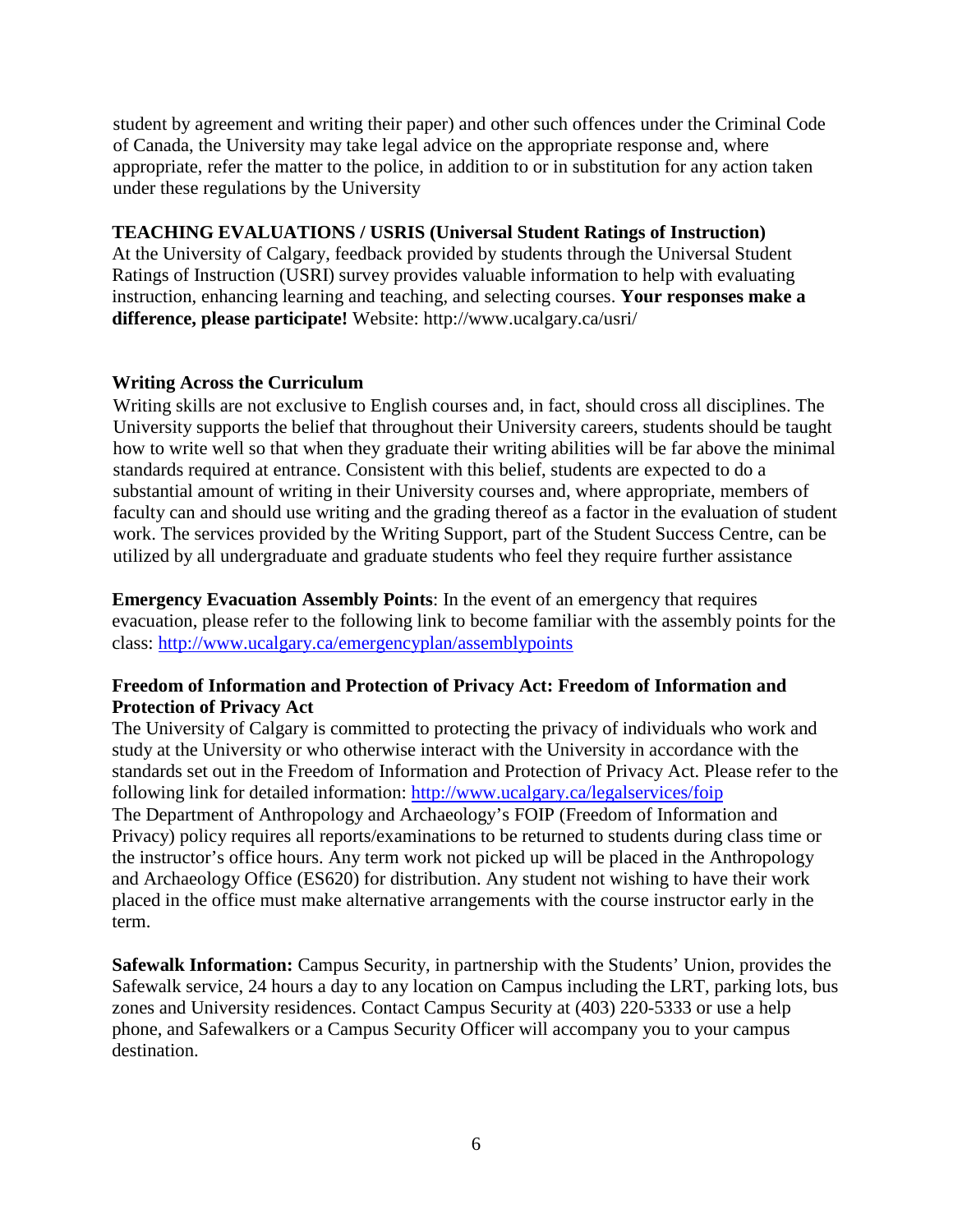student by agreement and writing their paper) and other such offences under the Criminal Code of Canada, the University may take legal advice on the appropriate response and, where appropriate, refer the matter to the police, in addition to or in substitution for any action taken under these regulations by the University

**TEACHING EVALUATIONS / USRIS (Universal Student Ratings of Instruction)**
At the University of Calgary, feedback provided by students through the Universal Student Ratings of Instruction (USRI) survey provides valuable information to help with evaluating instruction, enhancing learning and teaching, and selecting courses. **Your responses make a difference, please participate!** Website: http://www.ucalgary.ca/usri/

**Writing Across the Curriculum**
Writing skills are not exclusive to English courses and, in fact, should cross all disciplines. The University supports the belief that throughout their University careers, students should be taught how to write well so that when they graduate their writing abilities will be far above the minimal standards required at entrance. Consistent with this belief, students are expected to do a substantial amount of writing in their University courses and, where appropriate, members of faculty can and should use writing and the grading thereof as a factor in the evaluation of student work. The services provided by the Writing Support, part of the Student Success Centre, can be utilized by all undergraduate and graduate students who feel they require further assistance

**Emergency Evacuation Assembly Points**: In the event of an emergency that requires evacuation, please refer to the following link to become familiar with the assembly points for the class: http://www.ucalgary.ca/emergencyplan/assemblypoints

**Freedom of Information and Protection of Privacy Act: Freedom of Information and Protection of Privacy Act**
The University of Calgary is committed to protecting the privacy of individuals who work and study at the University or who otherwise interact with the University in accordance with the standards set out in the Freedom of Information and Protection of Privacy Act. Please refer to the following link for detailed information: http://www.ucalgary.ca/legalservices/foip
The Department of Anthropology and Archaeology's FOIP (Freedom of Information and Privacy) policy requires all reports/examinations to be returned to students during class time or the instructor's office hours. Any term work not picked up will be placed in the Anthropology and Archaeology Office (ES620) for distribution. Any student not wishing to have their work placed in the office must make alternative arrangements with the course instructor early in the term.

**Safewalk Information:** Campus Security, in partnership with the Students' Union, provides the Safewalk service, 24 hours a day to any location on Campus including the LRT, parking lots, bus zones and University residences. Contact Campus Security at (403) 220-5333 or use a help phone, and Safewalkers or a Campus Security Officer will accompany you to your campus destination.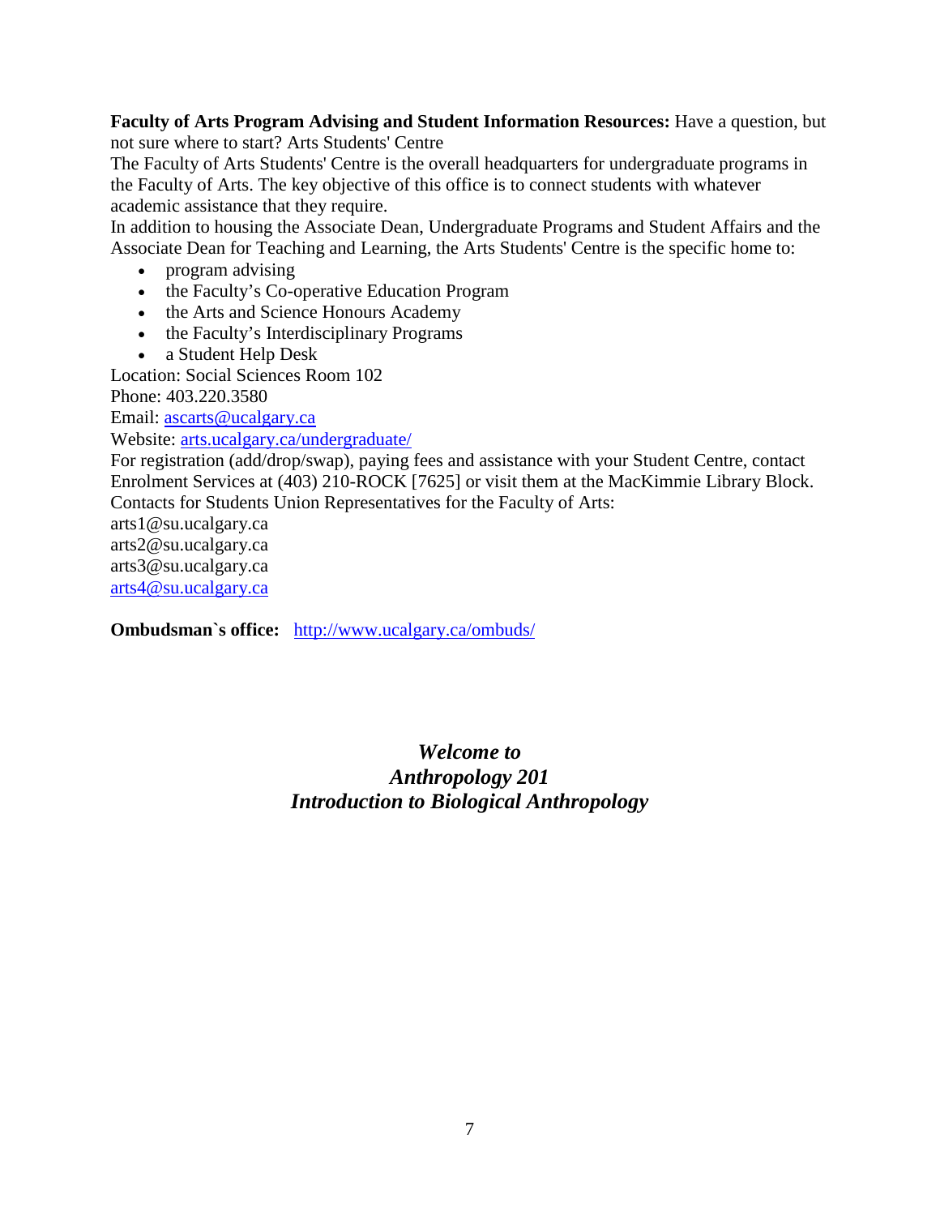**Faculty of Arts Program Advising and Student Information Resources:** Have a question, but not sure where to start? Arts Students' Centre

The Faculty of Arts Students' Centre is the overall headquarters for undergraduate programs in the Faculty of Arts. The key objective of this office is to connect students with whatever academic assistance that they require.

In addition to housing the Associate Dean, Undergraduate Programs and Student Affairs and the Associate Dean for Teaching and Learning, the Arts Students' Centre is the specific home to:

- program advising
- the Faculty's Co-operative Education Program
- the Arts and Science Honours Academy
- the Faculty's Interdisciplinary Programs
- a Student Help Desk

Location: Social Sciences Room 102
Phone: 403.220.3580
Email: ascarts@ucalgary.ca
Website: arts.ucalgary.ca/undergraduate/

For registration (add/drop/swap), paying fees and assistance with your Student Centre, contact Enrolment Services at (403) 210-ROCK [7625] or visit them at the MacKimmie Library Block.

Contacts for Students Union Representatives for the Faculty of Arts:
arts1@su.ucalgary.ca
arts2@su.ucalgary.ca
arts3@su.ucalgary.ca
arts4@su.ucalgary.ca

**Ombudsman`s office:** http://www.ucalgary.ca/ombuds/

***Welcome to***
***Anthropology 201***
***Introduction to Biological Anthropology***